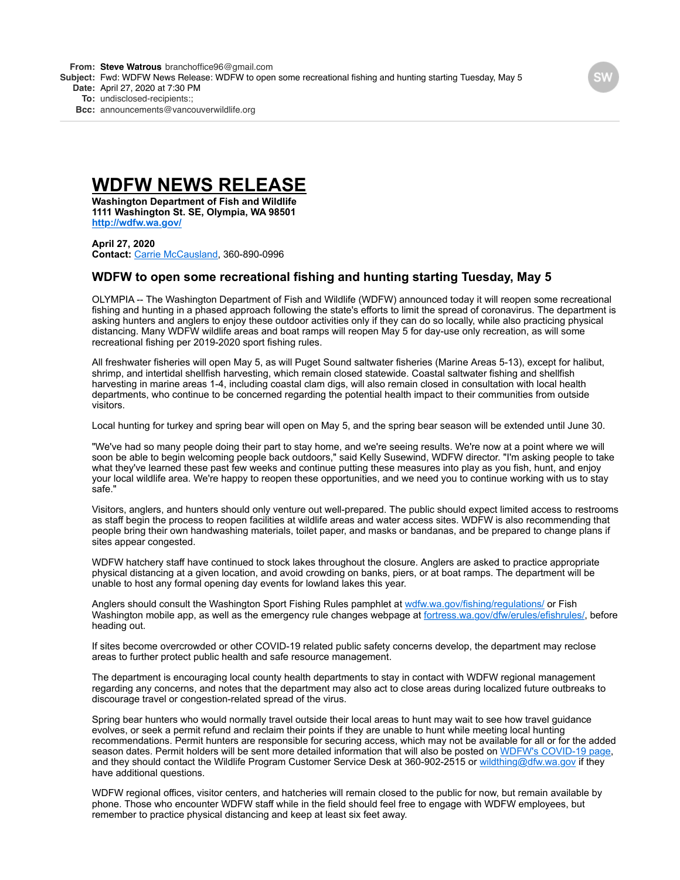**From:** **Steve Watrous** branchoffice96@gmail.com
**Subject:** Fwd: WDFW News Release: WDFW to open some recreational fishing and hunting starting Tuesday, May 5
**Date:** April 27, 2020 at 7:30 PM
**To:** undisclosed-recipients:;
**Bcc:** announcements@vancouverwildlife.org

# WDFW NEWS RELEASE

**Washington Department of Fish and Wildlife**
**1111 Washington St. SE, Olympia, WA 98501**
**[http://wdfw.wa.gov/](http://wdfw.wa.gov/)**

**April 27, 2020**
**Contact:** Carrie McCausland, 360-890-0996

## WDFW to open some recreational fishing and hunting starting Tuesday, May 5

OLYMPIA -- The Washington Department of Fish and Wildlife (WDFW) announced today it will reopen some recreational fishing and hunting in a phased approach following the state's efforts to limit the spread of coronavirus. The department is asking hunters and anglers to enjoy these outdoor activities only if they can do so locally, while also practicing physical distancing. Many WDFW wildlife areas and boat ramps will reopen May 5 for day-use only recreation, as will some recreational fishing per 2019-2020 sport fishing rules.

All freshwater fisheries will open May 5, as will Puget Sound saltwater fisheries (Marine Areas 5-13), except for halibut, shrimp, and intertidal shellfish harvesting, which remain closed statewide. Coastal saltwater fishing and shellfish harvesting in marine areas 1-4, including coastal clam digs, will also remain closed in consultation with local health departments, who continue to be concerned regarding the potential health impact to their communities from outside visitors.

Local hunting for turkey and spring bear will open on May 5, and the spring bear season will be extended until June 30.

"We've had so many people doing their part to stay home, and we're seeing results. We're now at a point where we will soon be able to begin welcoming people back outdoors," said Kelly Susewind, WDFW director. "I'm asking people to take what they've learned these past few weeks and continue putting these measures into play as you fish, hunt, and enjoy your local wildlife area. We're happy to reopen these opportunities, and we need you to continue working with us to stay safe."

Visitors, anglers, and hunters should only venture out well-prepared. The public should expect limited access to restrooms as staff begin the process to reopen facilities at wildlife areas and water access sites. WDFW is also recommending that people bring their own handwashing materials, toilet paper, and masks or bandanas, and be prepared to change plans if sites appear congested.

WDFW hatchery staff have continued to stock lakes throughout the closure. Anglers are asked to practice appropriate physical distancing at a given location, and avoid crowding on banks, piers, or at boat ramps. The department will be unable to host any formal opening day events for lowland lakes this year.

Anglers should consult the Washington Sport Fishing Rules pamphlet at wdfw.wa.gov/fishing/regulations/ or Fish Washington mobile app, as well as the emergency rule changes webpage at fortress.wa.gov/dfw/erules/efishrules/, before heading out.

If sites become overcrowded or other COVID-19 related public safety concerns develop, the department may reclose areas to further protect public health and safe resource management.

The department is encouraging local county health departments to stay in contact with WDFW regional management regarding any concerns, and notes that the department may also act to close areas during localized future outbreaks to discourage travel or congestion-related spread of the virus.

Spring bear hunters who would normally travel outside their local areas to hunt may wait to see how travel guidance evolves, or seek a permit refund and reclaim their points if they are unable to hunt while meeting local hunting recommendations. Permit hunters are responsible for securing access, which may not be available for all or for the added season dates. Permit holders will be sent more detailed information that will also be posted on WDFW's COVID-19 page, and they should contact the Wildlife Program Customer Service Desk at 360-902-2515 or wildthing@dfw.wa.gov if they have additional questions.

WDFW regional offices, visitor centers, and hatcheries will remain closed to the public for now, but remain available by phone. Those who encounter WDFW staff while in the field should feel free to engage with WDFW employees, but remember to practice physical distancing and keep at least six feet away.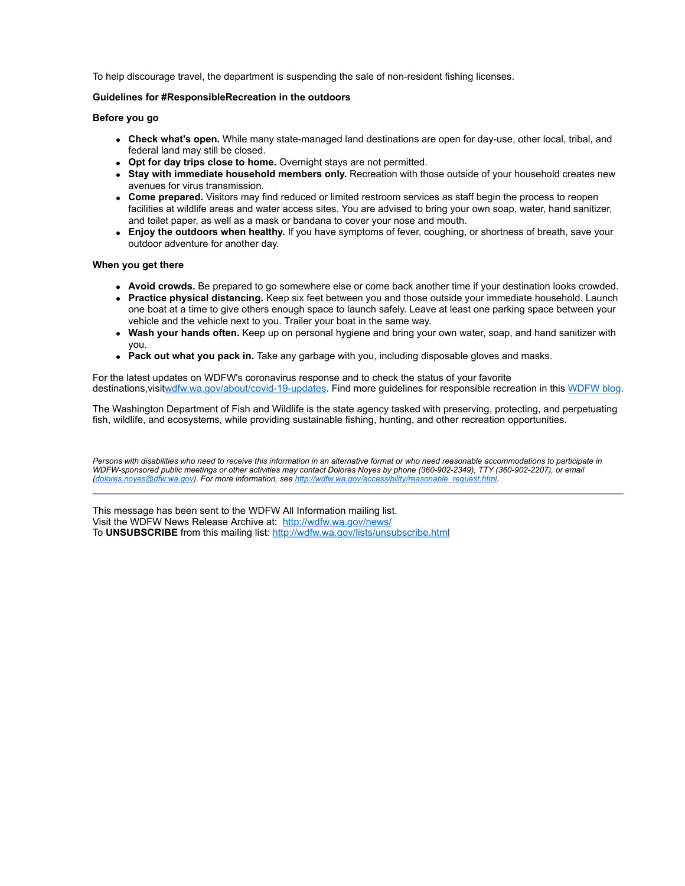To help discourage travel, the department is suspending the sale of non-resident fishing licenses.

**Guidelines for #ResponsibleRecreation in the outdoors**

**Before you go**

- **Check what's open.** While many state-managed land destinations are open for day-use, other local, tribal, and federal land may still be closed.
- **Opt for day trips close to home.** Overnight stays are not permitted.
- **Stay with immediate household members only.** Recreation with those outside of your household creates new avenues for virus transmission.
- **Come prepared.** Visitors may find reduced or limited restroom services as staff begin the process to reopen facilities at wildlife areas and water access sites. You are advised to bring your own soap, water, hand sanitizer, and toilet paper, as well as a mask or bandana to cover your nose and mouth.
- **Enjoy the outdoors when healthy.** If you have symptoms of fever, coughing, or shortness of breath, save your outdoor adventure for another day.

**When you get there**

- **Avoid crowds.** Be prepared to go somewhere else or come back another time if your destination looks crowded.
- **Practice physical distancing.** Keep six feet between you and those outside your immediate household. Launch one boat at a time to give others enough space to launch safely. Leave at least one parking space between your vehicle and the vehicle next to you. Trailer your boat in the same way.
- **Wash your hands often.** Keep up on personal hygiene and bring your own water, soap, and hand sanitizer with you.
- **Pack out what you pack in.** Take any garbage with you, including disposable gloves and masks.

For the latest updates on WDFW's coronavirus response and to check the status of your favorite destinations,visit[wdfw.wa.gov/about/covid-19-updates](wdfw.wa.gov/about/covid-19-updates). Find more guidelines for responsible recreation in this WDFW blog.

The Washington Department of Fish and Wildlife is the state agency tasked with preserving, protecting, and perpetuating fish, wildlife, and ecosystems, while providing sustainable fishing, hunting, and other recreation opportunities.

*Persons with disabilities who need to receive this information in an alternative format or who need reasonable accommodations to participate in WDFW-sponsored public meetings or other activities may contact Dolores Noyes by phone (360-902-2349), TTY (360-902-2207), or email (dolores.noyes@dfw.wa.gov). For more information, see http://wdfw.wa.gov/accessibility/reasonable_request.html.*

---

This message has been sent to the WDFW All Information mailing list.
Visit the WDFW News Release Archive at: http://wdfw.wa.gov/news/
To **UNSUBSCRIBE** from this mailing list: http://wdfw.wa.gov/lists/unsubscribe.html